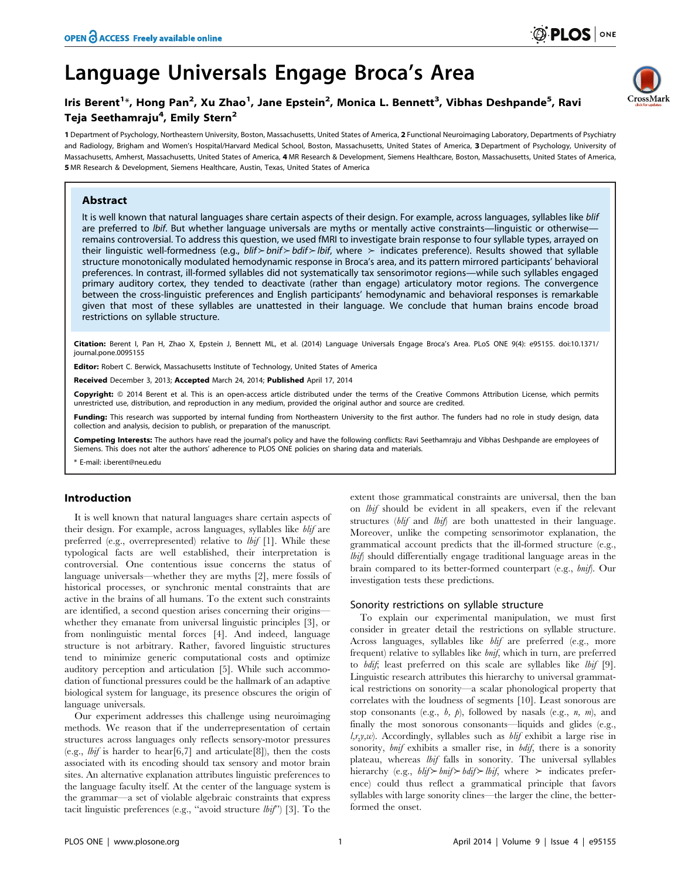# Language Universals Engage Broca's Area

**Iris Berent[1]\*, Hong Pan[2], Xu Zhao[1], Jane Epstein[2], Monica L. Bennett[3], Vibhas Deshpande[5], Ravi Teja Seethamraju[4], Emily Stern[2]**

**1** Department of Psychology, Northeastern University, Boston, Massachusetts, United States of America, **2** Functional Neuroimaging Laboratory, Departments of Psychiatry and Radiology, Brigham and Women's Hospital/Harvard Medical School, Boston, Massachusetts, United States of America, **3** Department of Psychology, University of Massachusetts, Amherst, Massachusetts, United States of America, **4** MR Research & Development, Siemens Healthcare, Boston, Massachusetts, United States of America, **5** MR Research & Development, Siemens Healthcare, Austin, Texas, United States of America

## Abstract

It is well known that natural languages share certain aspects of their design. For example, across languages, syllables like *blif* are preferred to *lbif*. But whether language universals are myths or mentally active constraints—linguistic or otherwise—remains controversial. To address this question, we used fMRI to investigate brain response to four syllable types, arrayed on their linguistic well-formedness (e.g., *blif*≻*bnif*≻*bdif*≻*lbif*, where ≻ indicates preference). Results showed that syllable structure monotonically modulated hemodynamic response in Broca's area, and its pattern mirrored participants' behavioral preferences. In contrast, ill-formed syllables did not systematically tax sensorimotor regions—while such syllables engaged primary auditory cortex, they tended to deactivate (rather than engage) articulatory motor regions. The convergence between the cross-linguistic preferences and English participants' hemodynamic and behavioral responses is remarkable given that most of these syllables are unattested in their language. We conclude that human brains encode broad restrictions on syllable structure.

**Citation:** Berent I, Pan H, Zhao X, Epstein J, Bennett ML, et al. (2014) Language Universals Engage Broca's Area. PLoS ONE 9(4): e95155. doi:10.1371/journal.pone.0095155

**Editor:** Robert C. Berwick, Massachusetts Institute of Technology, United States of America

**Received** December 3, 2013; **Accepted** March 24, 2014; **Published** April 17, 2014

**Copyright:** © 2014 Berent et al. This is an open-access article distributed under the terms of the Creative Commons Attribution License, which permits unrestricted use, distribution, and reproduction in any medium, provided the original author and source are credited.

**Funding:** This research was supported by internal funding from Northeastern University to the first author. The funders had no role in study design, data collection and analysis, decision to publish, or preparation of the manuscript.

**Competing Interests:** The authors have read the journal's policy and have the following conflicts: Ravi Seethamraju and Vibhas Deshpande are employees of Siemens. This does not alter the authors' adherence to PLOS ONE policies on sharing data and materials.

\* E-mail: i.berent@neu.edu

## Introduction

It is well known that natural languages share certain aspects of their design. For example, across languages, syllables like *blif* are preferred (e.g., overrepresented) relative to *lbif* [1]. While these typological facts are well established, their interpretation is controversial. One contentious issue concerns the status of language universals—whether they are myths [2], mere fossils of historical processes, or synchronic mental constraints that are active in the brains of all humans. To the extent such constraints are identified, a second question arises concerning their origins—whether they emanate from universal linguistic principles [3], or from nonlinguistic mental forces [4]. And indeed, language structure is not arbitrary. Rather, favored linguistic structures tend to minimize generic computational costs and optimize auditory perception and articulation [5]. While such accommodation of functional pressures could be the hallmark of an adaptive biological system for language, its presence obscures the origin of language universals.

Our experiment addresses this challenge using neuroimaging methods. We reason that if the underrepresentation of certain structures across languages only reflects sensory-motor pressures (e.g., *lbif* is harder to hear[6,7] and articulate[8]), then the costs associated with its encoding should tax sensory and motor brain sites. An alternative explanation attributes linguistic preferences to the language faculty itself. At the center of the language system is the grammar—a set of violable algebraic constraints that express tacit linguistic preferences (e.g., "avoid structure *lbif*") [3]. To the extent those grammatical constraints are universal, then the ban on *lbif* should be evident in all speakers, even if the relevant structures (*blif* and *lbif*) are both unattested in their language. Moreover, unlike the competing sensorimotor explanation, the grammatical account predicts that the ill-formed structure (e.g., *lbif*) should differentially engage traditional language areas in the brain compared to its better-formed counterpart (e.g., *bnif*). Our investigation tests these predictions.

### Sonority restrictions on syllable structure

To explain our experimental manipulation, we must first consider in greater detail the restrictions on syllable structure. Across languages, syllables like *blif* are preferred (e.g., more frequent) relative to syllables like *bnif*, which in turn, are preferred to *bdif*; least preferred on this scale are syllables like *lbif* [9]. Linguistic research attributes this hierarchy to universal grammatical restrictions on sonority—a scalar phonological property that correlates with the loudness of segments [10]. Least sonorous are stop consonants (e.g., *b, p*), followed by nasals (e.g., *n, m*), and finally the most sonorous consonants—liquids and glides (e.g., *l,r,y,w*). Accordingly, syllables such as *blif* exhibit a large rise in sonority, *bnif* exhibits a smaller rise, in *bdif*, there is a sonority plateau, whereas *lbif* falls in sonority. The universal syllables hierarchy (e.g., *blif*≻*bnif*≻*bdif*≻*lbif*, where ≻ indicates preference) could thus reflect a grammatical principle that favors syllables with large sonority clines—the larger the cline, the better-formed the onset.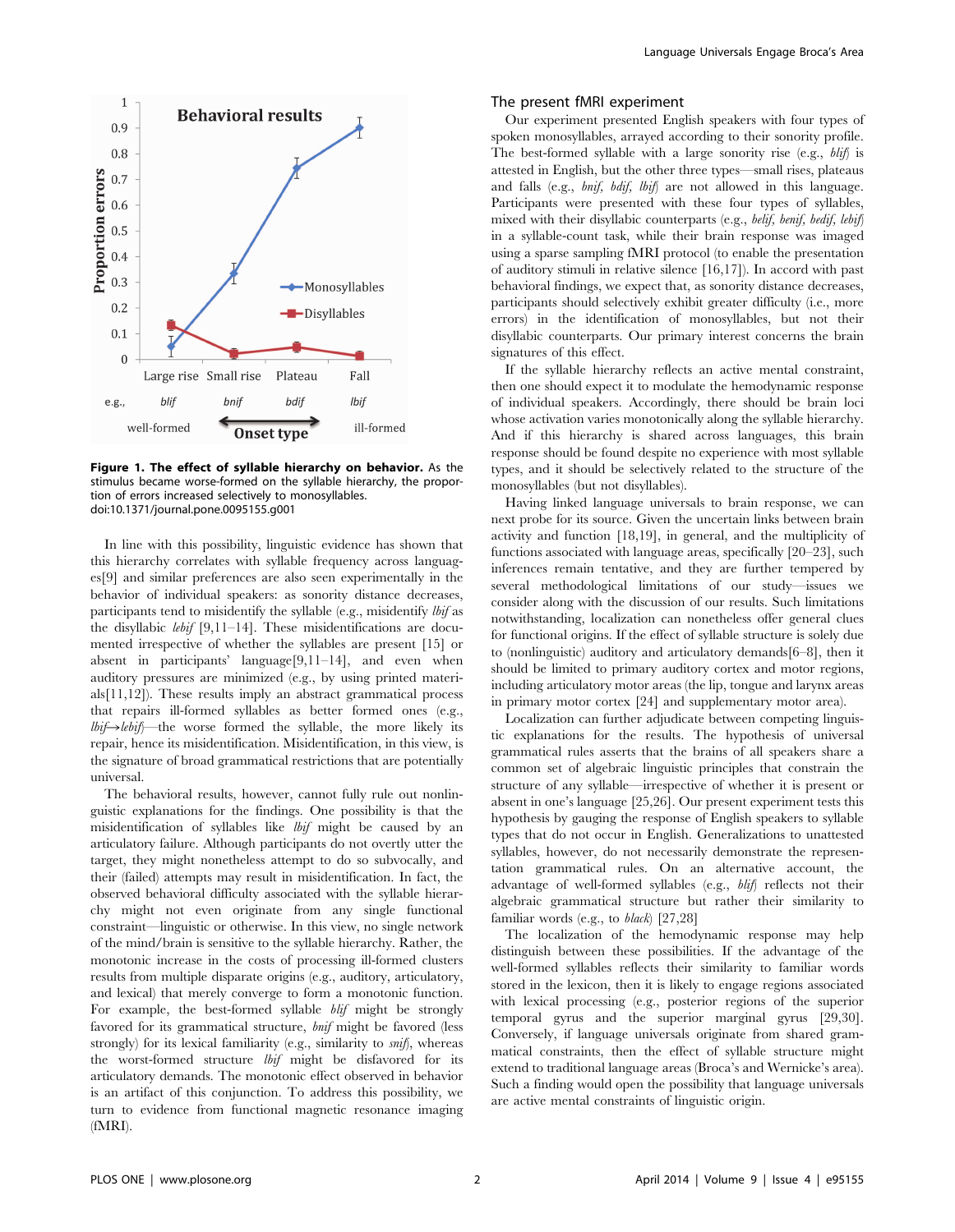**Figure 1. The effect of syllable hierarchy on behavior.** As the stimulus became worse-formed on the syllable hierarchy, the proportion of errors increased selectively to monosyllables.
doi:10.1371/journal.pone.0095155.g001

In line with this possibility, linguistic evidence has shown that this hierarchy correlates with syllable frequency across languages[9] and similar preferences are also seen experimentally in the behavior of individual speakers: as sonority distance decreases, participants tend to misidentify the syllable (e.g., misidentify *lbif* as the disyllabic *lebif* [9,11–14]. These misidentifications are documented irrespective of whether the syllables are present [15] or absent in participants' language[9,11–14], and even when auditory pressures are minimized (e.g., by using printed materials[11,12]). These results imply an abstract grammatical process that repairs ill-formed syllables as better formed ones (e.g., *lbif*→*lebif*)—the worse formed the syllable, the more likely its repair, hence its misidentification. Misidentification, in this view, is the signature of broad grammatical restrictions that are potentially universal.

The behavioral results, however, cannot fully rule out nonlinguistic explanations for the findings. One possibility is that the misidentification of syllables like *lbif* might be caused by an articulatory failure. Although participants do not overtly utter the target, they might nonetheless attempt to do so subvocally, and their (failed) attempts may result in misidentification. In fact, the observed behavioral difficulty associated with the syllable hierarchy might not even originate from any single functional constraint—linguistic or otherwise. In this view, no single network of the mind/brain is sensitive to the syllable hierarchy. Rather, the monotonic increase in the costs of processing ill-formed clusters results from multiple disparate origins (e.g., auditory, articulatory, and lexical) that merely converge to form a monotonic function. For example, the best-formed syllable *blif* might be strongly favored for its grammatical structure, *bnif* might be favored (less strongly) for its lexical familiarity (e.g., similarity to *snif*), whereas the worst-formed structure *lbif* might be disfavored for its articulatory demands. The monotonic effect observed in behavior is an artifact of this conjunction. To address this possibility, we turn to evidence from functional magnetic resonance imaging (fMRI).

## The present fMRI experiment

Our experiment presented English speakers with four types of spoken monosyllables, arrayed according to their sonority profile. The best-formed syllable with a large sonority rise (e.g., *blif*) is attested in English, but the other three types—small rises, plateaus and falls (e.g., *bnif, bdif, lbif*) are not allowed in this language. Participants were presented with these four types of syllables, mixed with their disyllabic counterparts (e.g., *belif, benif, bedif, lebif*) in a syllable-count task, while their brain response was imaged using a sparse sampling fMRI protocol (to enable the presentation of auditory stimuli in relative silence [16,17]). In accord with past behavioral findings, we expect that, as sonority distance decreases, participants should selectively exhibit greater difficulty (i.e., more errors) in the identification of monosyllables, but not their disyllabic counterparts. Our primary interest concerns the brain signatures of this effect.

If the syllable hierarchy reflects an active mental constraint, then one should expect it to modulate the hemodynamic response of individual speakers. Accordingly, there should be brain loci whose activation varies monotonically along the syllable hierarchy. And if this hierarchy is shared across languages, this brain response should be found despite no experience with most syllable types, and it should be selectively related to the structure of the monosyllables (but not disyllables).

Having linked language universals to brain response, we can next probe for its source. Given the uncertain links between brain activity and function [18,19], in general, and the multiplicity of functions associated with language areas, specifically [20–23], such inferences remain tentative, and they are further tempered by several methodological limitations of our study—issues we consider along with the discussion of our results. Such limitations notwithstanding, localization can nonetheless offer general clues for functional origins. If the effect of syllable structure is solely due to (nonlinguistic) auditory and articulatory demands[6–8], then it should be limited to primary auditory cortex and motor regions, including articulatory motor areas (the lip, tongue and larynx areas in primary motor cortex [24] and supplementary motor area).

Localization can further adjudicate between competing linguistic explanations for the results. The hypothesis of universal grammatical rules asserts that the brains of all speakers share a common set of algebraic linguistic principles that constrain the structure of any syllable—irrespective of whether it is present or absent in one's language [25,26]. Our present experiment tests this hypothesis by gauging the response of English speakers to syllable types that do not occur in English. Generalizations to unattested syllables, however, do not necessarily demonstrate the representation grammatical rules. On an alternative account, the advantage of well-formed syllables (e.g., *blif*) reflects not their algebraic grammatical structure but rather their similarity to familiar words (e.g., to *black*) [27,28]

The localization of the hemodynamic response may help distinguish between these possibilities. If the advantage of the well-formed syllables reflects their similarity to familiar words stored in the lexicon, then it is likely to engage regions associated with lexical processing (e.g., posterior regions of the superior temporal gyrus and the superior marginal gyrus [29,30]. Conversely, if language universals originate from shared grammatical constraints, then the effect of syllable structure might extend to traditional language areas (Broca's and Wernicke's area). Such a finding would open the possibility that language universals are active mental constraints of linguistic origin.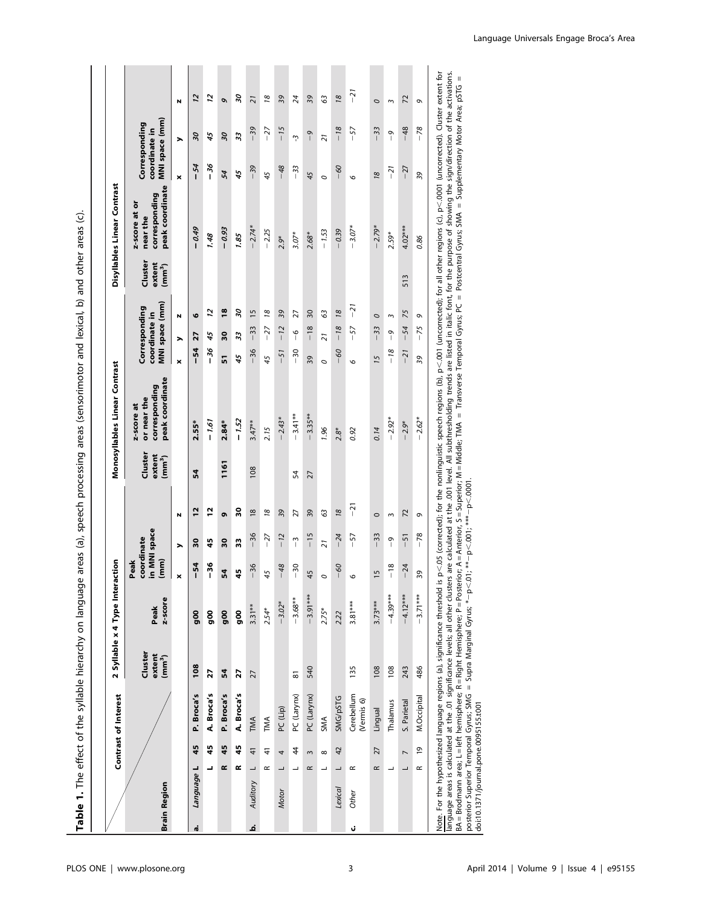**Table 1.** The effect of the syllable hierarchy on language areas (a), speech processing areas (sensorimotor and lexical, b) and other areas (c).

| Brain Region | | | Contrast of Interest | 2 Syllable x 4 Type Interaction | | | | | Monosyllables Linear Contrast | | | | | Disyllables Linear Contrast | | | | |
|---|---|---|---|---|---|---|---|---|---|---|---|---|---|---|---|---|---|---|
| | | | | Cluster extent (mm³) | Peak z-score | Peak coordinate in MNI space (mm) | | | Cluster extent (mm³) | z-score at or near the corresponding peak coordinate | Corresponding coordinate in MNI space (mm) | | | Cluster extent (mm³) | z-score at or near the corresponding peak coordinate | Corresponding coordinate in MNI space (mm) | | |
| | | BA | | | | x | y | z | | | x | y | z | | | x | y | z |
| a. | *Language* | L | 45 P. Broca's | **108** | **g00** | **−54** | **30** | **12** | **54** | **2.55*** | **−54** | **27** | **6** | | *−0.49* | *−54* | *30* | *12* |
| | | L | 45 A. Broca's | **27** | **g00** | **−36** | **45** | **12** | | *−1.61* | *−36* | *45* | *12* | | *1.48* | *−36* | *45* | *12* |
| | | R | 45 P. Broca's | **54** | **g00** | **54** | **30** | **9** | **1161** | **2.84*** | **51** | **30** | **18** | | *−0.93* | *54* | *30* | *9* |
| | | R | 45 A. Broca's | **27** | **g00** | **45** | **33** | **30** | | *−1.52* | *45* | *33* | *30* | | *1.85* | *45* | *33* | *30* |
| b. | *Auditory* | L | 41 TMA | 27 | 3.31** | −36 | −36 | 18 | 108 | 3.47** | −36 | −33 | 15 | | −2.74* | −39 | −39 | 21 |
| | | R | 41 TMA | | 2.54* | *45* | *−27* | *18* | | 2.15 | *45* | *−27* | *18* | | −2.25 | *45* | *−27* | *18* |
| | *Motor* | L | 4 PC (Lip) | | −3.02* | *−48* | *−12* | *39* | | −2.43* | *−51* | *−12* | *39* | | 2.9* | *−48* | *−15* | *39* |
| | | L | 44 PC (Larynx) | 81 | −3.68** | −30 | −3 | 27 | 54 | −3.41** | −30 | −6 | 27 | | 3.07* | −33 | −3 | 24 |
| | | R | 3 PC (Larynx) | 540 | −3.91*** | 45 | −15 | 39 | 27 | −3.35** | 39 | −18 | 30 | | 2.68* | 45 | −9 | 39 |
| | | L | 8 SMA | | 2.75* | *0* | *21* | *63* | | 1.96 | *0* | *21* | *63* | | −1.53 | *0* | *21* | *63* |
| | *Lexical* | L | 42 SMG/pSTG | | 2.22 | *−60* | *−24* | *18* | | 2.8* | *−60* | *−18* | *18* | | −0.39 | *−60* | *−18* | *18* |
| c. | *Other* | R | Cerebellum (Vermis 6) | 135 | 3.81*** | 6 | −57 | −21 | | 0.92 | *6* | *−57* | *−21* | | −3.07* | *6* | *−57* | *−21* |
| | | R | 27 Lingual | 108 | 3.73*** | 15 | −33 | 0 | | 0.14 | *15* | *−33* | *0* | | −2.79* | *18* | *−33* | *0* |
| | | L | Thalamus | 108 | −4.39*** | −18 | −9 | 3 | | −2.92* | *−18* | *−9* | *3* | | 2.59* | *−21* | *−9* | *3* |
| | | L | 7 S. Parietal | 243 | −4.12*** | −24 | −51 | 72 | | −2.9* | *−21* | *−54* | *75* | 513 | 4.02*** | *−27* | *−48* | *72* |
| | | R | 19 M.Occipital | 486 | −3.71*** | 39 | −78 | 9 | | −2.62* | *39* | *−75* | *9* | | 0.86 | *39* | *−78* | *9* |

Note. For the hypothesized language regions (a), significance threshold is p<.05 (corrected); for the nonlinguistic speech regions (b), p<.001 (uncorrected); for all other regions (c), p<.0001 (uncorrected). Cluster extent for language areas is calculated at the .01 significance levels; all other clusters are calculated at the .001 level. All subthresholding trends are listed in italic font, for the purpose of showing the sign/direction of the activations. BA = Brodmann area; L = left hemisphere; R = Right Hemisphere; P = Posterior; A = Anterior; S = Superior; M = Middle; TMA = Transverse Temporal Gyrus; PC = Postcentral Gyrus; SMA = Supplementary Motor Area; pSTG = posterior Superior Temporal Gyrus; SMG = Supra Marginal Gyrus; * − p<.01; ** − p<.001; *** − p<.0001.

doi:10.1371/journal.pone.0095155.t001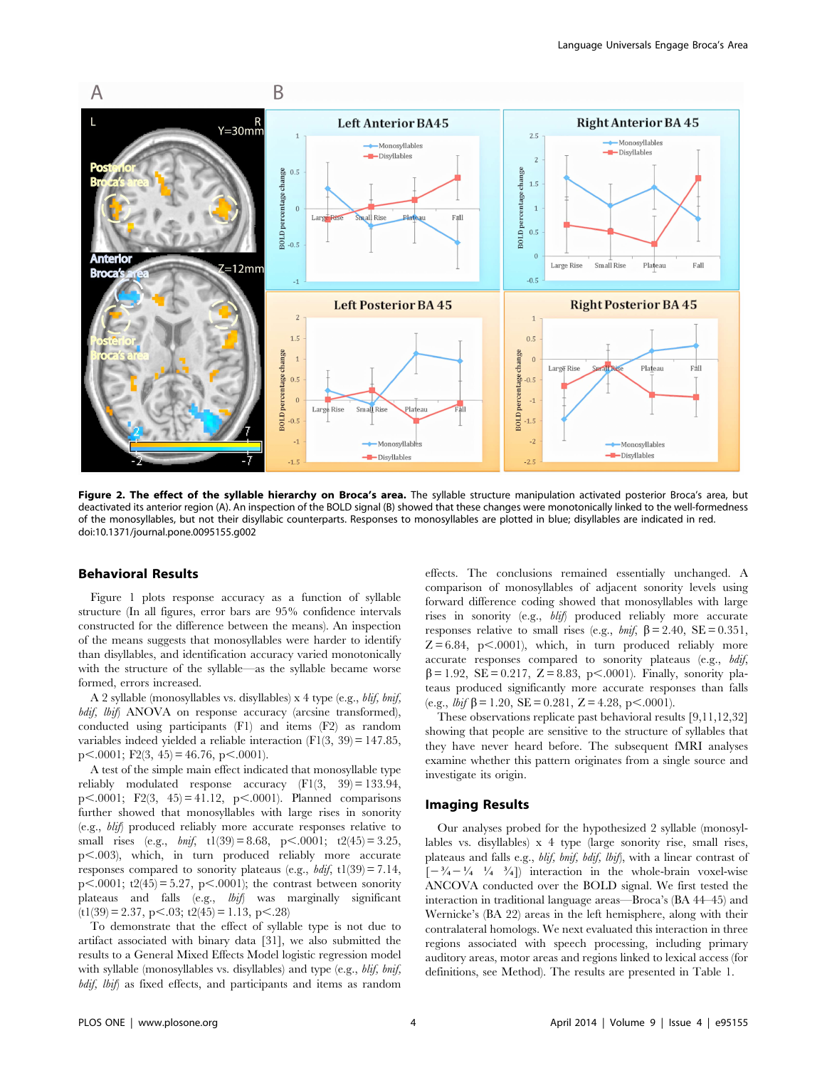**Figure 2. The effect of the syllable hierarchy on Broca's area.** The syllable structure manipulation activated posterior Broca's area, but deactivated its anterior region (A). An inspection of the BOLD signal (B) showed that these changes were monotonically linked to the well-formedness of the monosyllables, but not their disyllabic counterparts. Responses to monosyllables are plotted in blue; disyllables are indicated in red. doi:10.1371/journal.pone.0095155.g002

## Behavioral Results

Figure 1 plots response accuracy as a function of syllable structure (In all figures, error bars are 95% confidence intervals constructed for the difference between the means). An inspection of the means suggests that monosyllables were harder to identify than disyllables, and identification accuracy varied monotonically with the structure of the syllable—as the syllable became worse formed, errors increased.

A 2 syllable (monosyllables vs. disyllables) x 4 type (e.g., *blif, bnif, bdif, lbif*) ANOVA on response accuracy (arcsine transformed), conducted using participants (F1) and items (F2) as random variables indeed yielded a reliable interaction ($F1(3, 39) = 147.85$, $p < .0001$; $F2(3, 45) = 46.76$, $p < .0001$).

A test of the simple main effect indicated that monosyllable type reliably modulated response accuracy ($F1(3, 39) = 133.94$, $p < .0001$; $F2(3, 45) = 41.12$, $p < .0001$). Planned comparisons further showed that monosyllables with large rises in sonority (e.g., *blif*) produced reliably more accurate responses relative to small rises (e.g., *bnif*, $t1(39) = 8.68$, $p < .0001$; $t2(45) = 3.25$, $p < .003$), which, in turn produced reliably more accurate responses compared to sonority plateaus (e.g., *bdif*, $t1(39) = 7.14$, $p < .0001$; $t2(45) = 5.27$, $p < .0001$); the contrast between sonority plateaus and falls (e.g., *lbif*) was marginally significant ($t1(39) = 2.37$, $p < .03$; $t2(45) = 1.13$, $p < .28$)

To demonstrate that the effect of syllable type is not due to artifact associated with binary data [31], we also submitted the results to a General Mixed Effects Model logistic regression model with syllable (monosyllables vs. disyllables) and type (e.g., *blif, bnif, bdif, lbif*) as fixed effects, and participants and items as random effects. The conclusions remained essentially unchanged. A comparison of monosyllables of adjacent sonority levels using forward difference coding showed that monosyllables with large rises in sonority (e.g., *blif*) produced reliably more accurate responses relative to small rises (e.g., *bnif*, $\beta = 2.40$, $SE = 0.351$, $Z = 6.84$, $p < .0001$), which, in turn produced reliably more accurate responses compared to sonority plateaus (e.g., *bdif*, $\beta = 1.92$, $SE = 0.217$, $Z = 8.83$, $p < .0001$). Finally, sonority plateaus produced significantly more accurate responses than falls (e.g., *lbif* $\beta = 1.20$, $SE = 0.281$, $Z = 4.28$, $p < .0001$).

These observations replicate past behavioral results [9,11,12,32] showing that people are sensitive to the structure of syllables that they have never heard before. The subsequent fMRI analyses examine whether this pattern originates from a single source and investigate its origin.

## Imaging Results

Our analyses probed for the hypothesized 2 syllable (monosyllables vs. disyllables) x 4 type (large sonority rise, small rises, plateaus and falls e.g., *blif, bnif, bdif, lbif*), with a linear contrast of $[-\frac{3}{4} - \frac{1}{4} \;\; \frac{1}{4} \;\; \frac{3}{4}]$) interaction in the whole-brain voxel-wise ANCOVA conducted over the BOLD signal. We first tested the interaction in traditional language areas—Broca's (BA 44–45) and Wernicke's (BA 22) areas in the left hemisphere, along with their contralateral homologs. We next evaluated this interaction in three regions associated with speech processing, including primary auditory areas, motor areas and regions linked to lexical access (for definitions, see Method). The results are presented in Table 1.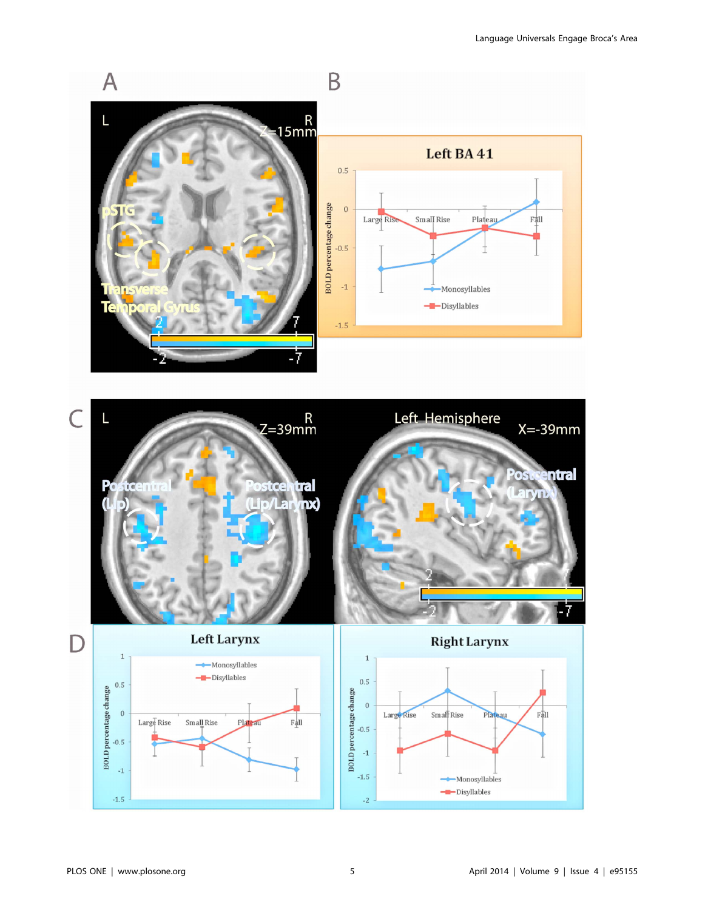A

L R Z=15mm

pSTG

Transverse Temporal Gyrus

2 7

-2 -7

B

**Left BA 41**

BOLD percentage change

0.5, 0, -0.5, -1, -1.5

Large Rise, Small Rise, Plateau, Fall

Monosyllables

Disyllables

C

L R Z=39mm

Postcentral (Lip)

Postcentral (Lip/Larynx)

Left Hemisphere X=-39mm

Postcentral (Larynx)

2 7

-2 -7

D

**Left Larynx**

BOLD percentage change

1, 0.5, 0, -0.5, -1, -1.5

Large Rise, Small Rise, Plateau, Fall

Monosyllables

Disyllables

**Right Larynx**

BOLD percentage change

1, 0.5, 0, -0.5, -1, -1.5, -2

Large Rise, Small Rise, Plateau, Fall

Monosyllables

Disyllables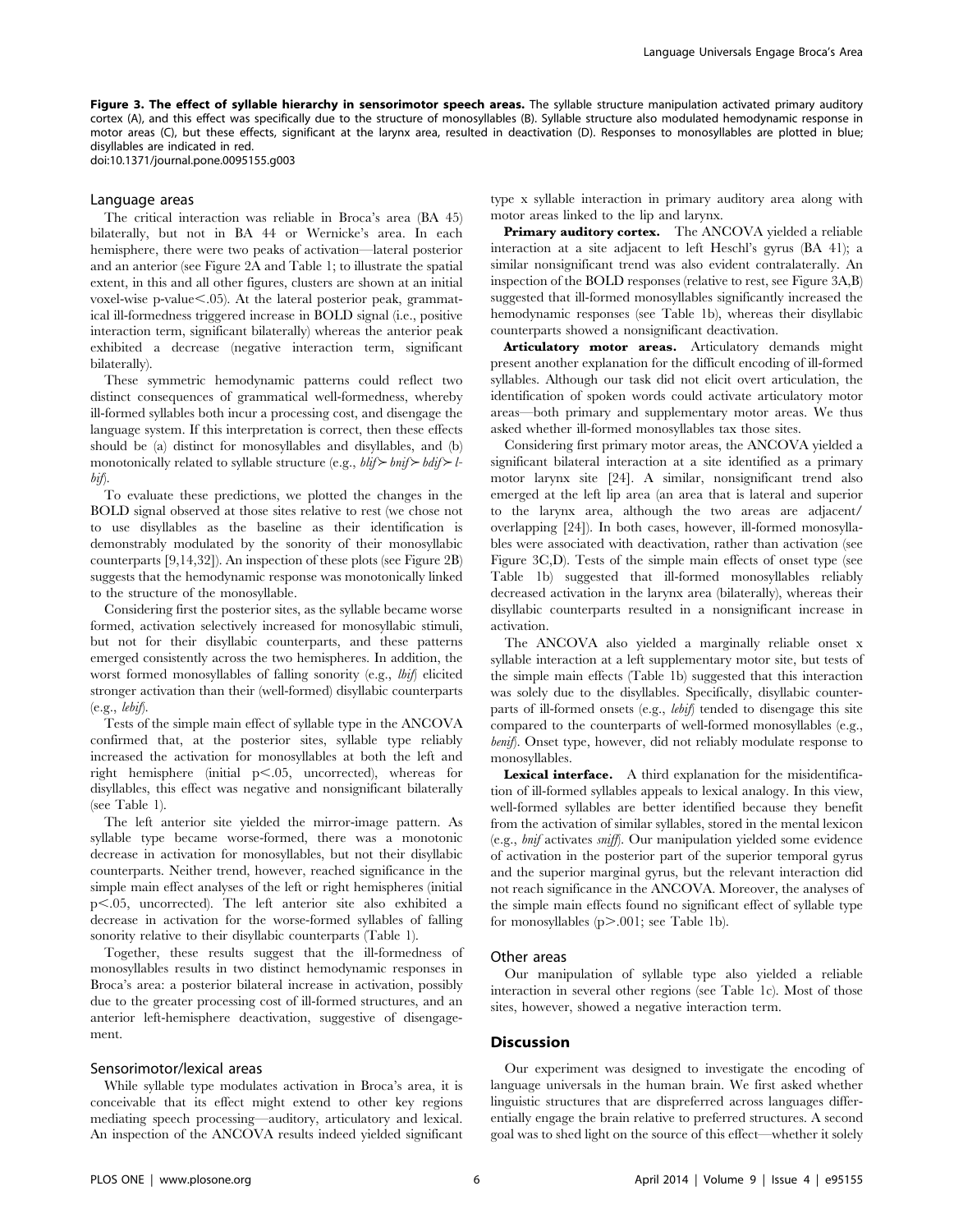**Figure 3. The effect of syllable hierarchy in sensorimotor speech areas.** The syllable structure manipulation activated primary auditory cortex (A), and this effect was specifically due to the structure of monosyllables (B). Syllable structure also modulated hemodynamic response in motor areas (C), but these effects, significant at the larynx area, resulted in deactivation (D). Responses to monosyllables are plotted in blue; disyllables are indicated in red.
doi:10.1371/journal.pone.0095155.g003

## Language areas

The critical interaction was reliable in Broca's area (BA 45) bilaterally, but not in BA 44 or Wernicke's area. In each hemisphere, there were two peaks of activation—lateral posterior and an anterior (see Figure 2A and Table 1; to illustrate the spatial extent, in this and all other figures, clusters are shown at an initial voxel-wise p-value<.05). At the lateral posterior peak, grammatical ill-formedness triggered increase in BOLD signal (i.e., positive interaction term, significant bilaterally) whereas the anterior peak exhibited a decrease (negative interaction term, significant bilaterally).

These symmetric hemodynamic patterns could reflect two distinct consequences of grammatical well-formedness, whereby ill-formed syllables both incur a processing cost, and disengage the language system. If this interpretation is correct, then these effects should be (a) distinct for monosyllables and disyllables, and (b) monotonically related to syllable structure (e.g., *blif* ≻ *bnif* ≻ *bdif* ≻ *lbif*).

To evaluate these predictions, we plotted the changes in the BOLD signal observed at those sites relative to rest (we chose not to use disyllables as the baseline as their identification is demonstrably modulated by the sonority of their monosyllabic counterparts [9,14,32]). An inspection of these plots (see Figure 2B) suggests that the hemodynamic response was monotonically linked to the structure of the monosyllable.

Considering first the posterior sites, as the syllable became worse formed, activation selectively increased for monosyllabic stimuli, but not for their disyllabic counterparts, and these patterns emerged consistently across the two hemispheres. In addition, the worst formed monosyllables of falling sonority (e.g., *lbif*) elicited stronger activation than their (well-formed) disyllabic counterparts (e.g., *lebif*).

Tests of the simple main effect of syllable type in the ANCOVA confirmed that, at the posterior sites, syllable type reliably increased the activation for monosyllables at both the left and right hemisphere (initial $p<.05$, uncorrected), whereas for disyllables, this effect was negative and nonsignificant bilaterally (see Table 1).

The left anterior site yielded the mirror-image pattern. As syllable type became worse-formed, there was a monotonic decrease in activation for monosyllables, but not their disyllabic counterparts. Neither trend, however, reached significance in the simple main effect analyses of the left or right hemispheres (initial $p<.05$, uncorrected). The left anterior site also exhibited a decrease in activation for the worse-formed syllables of falling sonority relative to their disyllabic counterparts (Table 1).

Together, these results suggest that the ill-formedness of monosyllables results in two distinct hemodynamic responses in Broca's area: a posterior bilateral increase in activation, possibly due to the greater processing cost of ill-formed structures, and an anterior left-hemisphere deactivation, suggestive of disengagement.

## Sensorimotor/lexical areas

While syllable type modulates activation in Broca's area, it is conceivable that its effect might extend to other key regions mediating speech processing—auditory, articulatory and lexical. An inspection of the ANCOVA results indeed yielded significant type x syllable interaction in primary auditory area along with motor areas linked to the lip and larynx.

**Primary auditory cortex.** The ANCOVA yielded a reliable interaction at a site adjacent to left Heschl's gyrus (BA 41); a similar nonsignificant trend was also evident contralaterally. An inspection of the BOLD responses (relative to rest, see Figure 3A,B) suggested that ill-formed monosyllables significantly increased the hemodynamic responses (see Table 1b), whereas their disyllabic counterparts showed a nonsignificant deactivation.

**Articulatory motor areas.** Articulatory demands might present another explanation for the difficult encoding of ill-formed syllables. Although our task did not elicit overt articulation, the identification of spoken words could activate articulatory motor areas—both primary and supplementary motor areas. We thus asked whether ill-formed monosyllables tax those sites.

Considering first primary motor areas, the ANCOVA yielded a significant bilateral interaction at a site identified as a primary motor larynx site [24]. A similar, nonsignificant trend also emerged at the left lip area (an area that is lateral and superior to the larynx area, although the two areas are adjacent/overlapping [24]). In both cases, however, ill-formed monosyllables were associated with deactivation, rather than activation (see Figure 3C,D). Tests of the simple main effects of onset type (see Table 1b) suggested that ill-formed monosyllables reliably decreased activation in the larynx area (bilaterally), whereas their disyllabic counterparts resulted in a nonsignificant increase in activation.

The ANCOVA also yielded a marginally reliable onset x syllable interaction at a left supplementary motor site, but tests of the simple main effects (Table 1b) suggested that this interaction was solely due to the disyllables. Specifically, disyllabic counterparts of ill-formed onsets (e.g., *lebif*) tended to disengage this site compared to the counterparts of well-formed monosyllables (e.g., *benif*). Onset type, however, did not reliably modulate response to monosyllables.

**Lexical interface.** A third explanation for the misidentification of ill-formed syllables appeals to lexical analogy. In this view, well-formed syllables are better identified because they benefit from the activation of similar syllables, stored in the mental lexicon (e.g., *bnif* activates *sniff*). Our manipulation yielded some evidence of activation in the posterior part of the superior temporal gyrus and the superior marginal gyrus, but the relevant interaction did not reach significance in the ANCOVA. Moreover, the analyses of the simple main effects found no significant effect of syllable type for monosyllables ($p>.001$; see Table 1b).

## Other areas

Our manipulation of syllable type also yielded a reliable interaction in several other regions (see Table 1c). Most of those sites, however, showed a negative interaction term.

# Discussion

Our experiment was designed to investigate the encoding of language universals in the human brain. We first asked whether linguistic structures that are dispreferred across languages differentially engage the brain relative to preferred structures. A second goal was to shed light on the source of this effect—whether it solely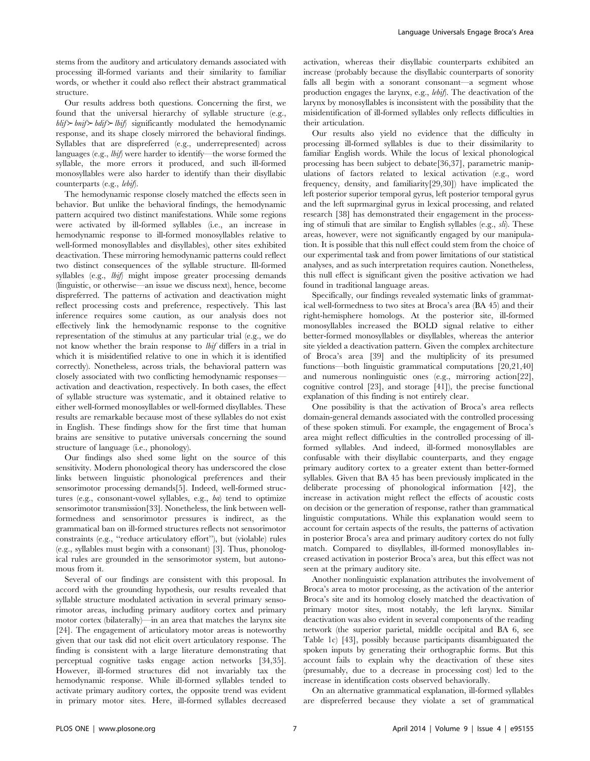stems from the auditory and articulatory demands associated with processing ill-formed variants and their similarity to familiar words, or whether it could also reflect their abstract grammatical structure.

Our results address both questions. Concerning the first, we found that the universal hierarchy of syllable structure (e.g., *blif*≻*bnif*≻*bdif*≻*lbif*) significantly modulated the hemodynamic response, and its shape closely mirrored the behavioral findings. Syllables that are dispreferred (e.g., underrepresented) across languages (e.g., *lbif*) were harder to identify—the worse formed the syllable, the more errors it produced, and such ill-formed monosyllables were also harder to identify than their disyllabic counterparts (e.g., *lebif*).

The hemodynamic response closely matched the effects seen in behavior. But unlike the behavioral findings, the hemodynamic pattern acquired two distinct manifestations. While some regions were activated by ill-formed syllables (i.e., an increase in hemodynamic response to ill-formed monosyllables relative to well-formed monosyllables and disyllables), other sites exhibited deactivation. These mirroring hemodynamic patterns could reflect two distinct consequences of the syllable structure. Ill-formed syllables (e.g., *lbif*) might impose greater processing demands (linguistic, or otherwise—an issue we discuss next), hence, become dispreferred. The patterns of activation and deactivation might reflect processing costs and preference, respectively. This last inference requires some caution, as our analysis does not effectively link the hemodynamic response to the cognitive representation of the stimulus at any particular trial (e.g., we do not know whether the brain response to *lbif* differs in a trial in which it is misidentified relative to one in which it is identified correctly). Nonetheless, across trials, the behavioral pattern was closely associated with two conflicting hemodynamic responses—activation and deactivation, respectively. In both cases, the effect of syllable structure was systematic, and it obtained relative to either well-formed monosyllables or well-formed disyllables. These results are remarkable because most of these syllables do not exist in English. These findings show for the first time that human brains are sensitive to putative universals concerning the sound structure of language (i.e., phonology).

Our findings also shed some light on the source of this sensitivity. Modern phonological theory has underscored the close links between linguistic phonological preferences and their sensorimotor processing demands[5]. Indeed, well-formed structures (e.g., consonant-vowel syllables, e.g., *ba*) tend to optimize sensorimotor transmission[33]. Nonetheless, the link between well-formedness and sensorimotor pressures is indirect, as the grammatical ban on ill-formed structures reflects not sensorimotor constraints (e.g., "reduce articulatory effort"), but (violable) rules (e.g., syllables must begin with a consonant) [3]. Thus, phonological rules are grounded in the sensorimotor system, but autonomous from it.

Several of our findings are consistent with this proposal. In accord with the grounding hypothesis, our results revealed that syllable structure modulated activation in several primary sensorimotor areas, including primary auditory cortex and primary motor cortex (bilaterally)—in an area that matches the larynx site [24]. The engagement of articulatory motor areas is noteworthy given that our task did not elicit overt articulatory response. The finding is consistent with a large literature demonstrating that perceptual cognitive tasks engage action networks [34,35]. However, ill-formed structures did not invariably tax the hemodynamic response. While ill-formed syllables tended to activate primary auditory cortex, the opposite trend was evident in primary motor sites. Here, ill-formed syllables decreased activation, whereas their disyllabic counterparts exhibited an increase (probably because the disyllabic counterparts of sonority falls all begin with a sonorant consonant—a segment whose production engages the larynx, e.g., *lebif*). The deactivation of the larynx by monosyllables is inconsistent with the possibility that the misidentification of ill-formed syllables only reflects difficulties in their articulation.

Our results also yield no evidence that the difficulty in processing ill-formed syllables is due to their dissimilarity to familiar English words. While the locus of lexical phonological processing has been subject to debate[36,37], parametric manipulations of factors related to lexical activation (e.g., word frequency, density, and familiarity[29,30]) have implicated the left posterior superior temporal gyrus, left posterior temporal gyrus and the left suprmarginal gyrus in lexical processing, and related research [38] has demonstrated their engagement in the processing of stimuli that are similar to English syllables (e.g., *sli*). These areas, however, were not significantly engaged by our manipulation. It is possible that this null effect could stem from the choice of our experimental task and from power limitations of our statistical analyses, and as such interpretation requires caution. Nonetheless, this null effect is significant given the positive activation we had found in traditional language areas.

Specifically, our findings revealed systematic links of grammatical well-formedness to two sites at Broca's area (BA 45) and their right-hemisphere homologs. At the posterior site, ill-formed monosyllables increased the BOLD signal relative to either better-formed monosyllables or disyllables, whereas the anterior site yielded a deactivation pattern. Given the complex architecture of Broca's area [39] and the multiplicity of its presumed functions—both linguistic grammatical computations [20,21,40] and numerous nonlinguistic ones (e.g., mirroring action[22], cognitive control [23], and storage [41]), the precise functional explanation of this finding is not entirely clear.

One possibility is that the activation of Broca's area reflects domain-general demands associated with the controlled processing of these spoken stimuli. For example, the engagement of Broca's area might reflect difficulties in the controlled processing of ill-formed syllables. And indeed, ill-formed monosyllables are confusable with their disyllabic counterparts, and they engage primary auditory cortex to a greater extent than better-formed syllables. Given that BA 45 has been previously implicated in the deliberate processing of phonological information [42], the increase in activation might reflect the effects of acoustic costs on decision or the generation of response, rather than grammatical linguistic computations. While this explanation would seem to account for certain aspects of the results, the patterns of activation in posterior Broca's area and primary auditory cortex do not fully match. Compared to disyllables, ill-formed monosyllables increased activation in posterior Broca's area, but this effect was not seen at the primary auditory site.

Another nonlinguistic explanation attributes the involvement of Broca's area to motor processing, as the activation of the anterior Broca's site and its homolog closely matched the deactivation of primary motor sites, most notably, the left larynx. Similar deactivation was also evident in several components of the reading network (the superior parietal, middle occipital and BA 6, see Table 1c) [43], possibly because participants disambiguated the spoken inputs by generating their orthographic forms. But this account fails to explain why the deactivation of these sites (presumably, due to a decrease in processing cost) led to the increase in identification costs observed behaviorally.

On an alternative grammatical explanation, ill-formed syllables are dispreferred because they violate a set of grammatical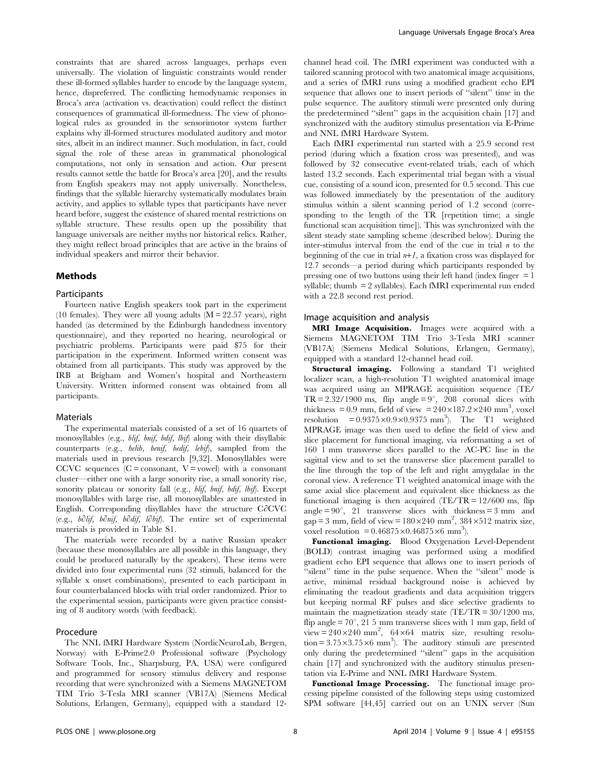constraints that are shared across languages, perhaps even universally. The violation of linguistic constraints would render these ill-formed syllables harder to encode by the language system, hence, dispreferred. The conflicting hemodynamic responses in Broca's area (activation vs. deactivation) could reflect the distinct consequences of grammatical ill-formedness. The view of phonological rules as grounded in the sensorimotor system further explains why ill-formed structures modulated auditory and motor sites, albeit in an indirect manner. Such modulation, in fact, could signal the role of these areas in grammatical phonological computations, not only in sensation and action. Our present results cannot settle the battle for Broca's area [20], and the results from English speakers may not apply universally. Nonetheless, findings that the syllable hierarchy systematically modulates brain activity, and applies to syllable types that participants have never heard before, suggest the existence of shared mental restrictions on syllable structure. These results open up the possibility that language universals are neither myths nor historical relics. Rather, they might reflect broad principles that are active in the brains of individual speakers and mirror their behavior.

## Methods

### Participants

Fourteen native English speakers took part in the experiment (10 females). They were all young adults (M = 22.57 years), right handed (as determined by the Edinburgh handedness inventory questionnaire), and they reported no hearing, neurological or psychiatric problems. Participants were paid $75 for their participation in the experiment. Informed written consent was obtained from all participants. This study was approved by the IRB at Brigham and Women's hospital and Northeastern University. Written informed consent was obtained from all participants.

### Materials

The experimental materials consisted of a set of 16 quartets of monosyllables (e.g., *blif, bnif, bdif, lbif*) along with their disyllabic counterparts (e.g., *belib, benif, bedif, lebif*), sampled from the materials used in previous research [9,32]. Monosyllables were CCVC sequences (C = consonant, V = vowel) with a consonant cluster—either one with a large sonority rise, a small sonority rise, sonority plateau or sonority fall (e.g., *blif, bnif, bdif, lbif*). Except monosyllables with large rise, all monosyllables are unattested in English. Corresponding disyllables have the structure C∂CVC (e.g., *b∂lif, b∂nif, b∂dif, l∂bif*). The entire set of experimental materials is provided in Table S1.

The materials were recorded by a native Russian speaker (because these monosyllables are all possible in this language, they could be produced naturally by the speakers). These items were divided into four experimental runs (32 stimuli, balanced for the syllable x onset combinations), presented to each participant in four counterbalanced blocks with trial order randomized. Prior to the experimental session, participants were given practice consisting of 8 auditory words (with feedback).

### Procedure

The NNL fMRI Hardware System (NordicNeuroLab, Bergen, Norway) with E-Prime2.0 Professional software (Psychology Software Tools, Inc., Sharpsburg, PA, USA) were configured and programmed for sensory stimulus delivery and response recording that were synchronized with a Siemens MAGNETOM TIM Trio 3-Tesla MRI scanner (VB17A) (Siemens Medical Solutions, Erlangen, Germany), equipped with a standard 12-channel head coil. The fMRI experiment was conducted with a tailored scanning protocol with two anatomical image acquisitions, and a series of fMRI runs using a modified gradient echo EPI sequence that allows one to insert periods of "silent" time in the pulse sequence. The auditory stimuli were presented only during the predetermined "silent" gaps in the acquisition chain [17] and synchronized with the auditory stimulus presentation via E-Prime and NNL fMRI Hardware System.

Each fMRI experimental run started with a 25.9 second rest period (during which a fixation cross was presented), and was followed by 32 consecutive event-related trials, each of which lasted 13.2 seconds. Each experimental trial began with a visual cue, consisting of a sound icon, presented for 0.5 second. This cue was followed immediately by the presentation of the auditory stimulus within a silent scanning period of 1.2 second (corresponding to the length of the TR [repetition time; a single functional scan acquisition time]). This was synchronized with the silent steady state sampling scheme (described below). During the inter-stimulus interval from the end of the cue in trial *n* to the beginning of the cue in trial *n+1*, a fixation cross was displayed for 12.7 seconds—a period during which participants responded by pressing one of two buttons using their left hand (index finger = 1 syllable; thumb = 2 syllables). Each fMRI experimental run ended with a 22.8 second rest period.

### Image acquisition and analysis

**MRI Image Acquisition.** Images were acquired with a Siemens MAGNETOM TIM Trio 3-Tesla MRI scanner (VB17A) (Siemens Medical Solutions, Erlangen, Germany), equipped with a standard 12-channel head coil.

**Structural imaging.** Following a standard T1 weighted localizer scan, a high-resolution T1 weighted anatomical image was acquired using an MPRAGE acquisition sequence (TE/TR = 2.32/1900 ms, flip angle = 9°, 208 coronal slices with thickness = 0.9 mm, field of view = $240\times187.2\times240$ mm$^3$, voxel resolution = $0.9375\times0.9\times0.9375$ mm$^3$). The T1 weighted MPRAGE image was then used to define the field of view and slice placement for functional imaging, via reformatting a set of 160 1 mm transverse slices parallel to the AC-PC line in the sagittal view and to set the transverse slice placement parallel to the line through the top of the left and right amygdalae in the coronal view. A reference T1 weighted anatomical image with the same axial slice placement and equivalent slice thickness as the functional imaging is then acquired (TE/TR = 12/600 ms, flip angle = 90°, 21 transverse slices with thickness = 3 mm and gap = 3 mm, field of view = $180\times240$ mm$^2$, $384\times512$ matrix size, voxel resolution = $0.46875\times0.46875\times6$ mm$^3$).

**Functional imaging.** Blood Oxygenation Level-Dependent (BOLD) contrast imaging was performed using a modified gradient echo EPI sequence that allows one to insert periods of "silent" time in the pulse sequence. When the "silent" mode is active, minimal residual background noise is achieved by eliminating the readout gradients and data acquisition triggers but keeping normal RF pulses and slice selective gradients to maintain the magnetization steady state (TE/TR = 30/1200 ms, flip angle = 70°, 21 5 mm transverse slices with 1 mm gap, field of view = $240\times240$ mm$^2$, $64\times64$ matrix size, resulting resolution = $3.75\times3.75\times6$ mm$^3$). The auditory stimuli are presented only during the predetermined "silent" gaps in the acquisition chain [17] and synchronized with the auditory stimulus presentation via E-Prime and NNL fMRI Hardware System.

**Functional Image Processing.** The functional image processing pipeline consisted of the following steps using customized SPM software [44,45] carried out on an UNIX server (Sun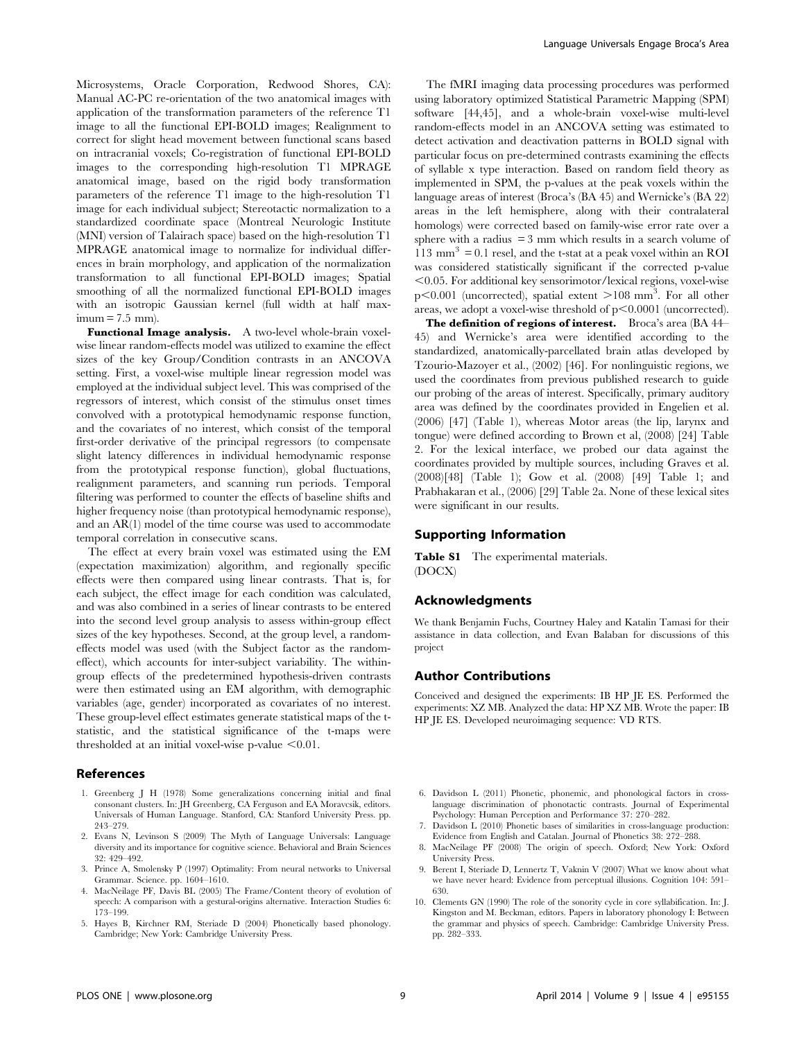Microsystems, Oracle Corporation, Redwood Shores, CA): Manual AC-PC re-orientation of the two anatomical images with application of the transformation parameters of the reference T1 image to all the functional EPI-BOLD images; Realignment to correct for slight head movement between functional scans based on intracranial voxels; Co-registration of functional EPI-BOLD images to the corresponding high-resolution T1 MPRAGE anatomical image, based on the rigid body transformation parameters of the reference T1 image to the high-resolution T1 image for each individual subject; Stereotactic normalization to a standardized coordinate space (Montreal Neurologic Institute (MNI) version of Talairach space) based on the high-resolution T1 MPRAGE anatomical image to normalize for individual differences in brain morphology, and application of the normalization transformation to all functional EPI-BOLD images; Spatial smoothing of all the normalized functional EPI-BOLD images with an isotropic Gaussian kernel (full width at half maximum = 7.5 mm).

**Functional Image analysis.** A two-level whole-brain voxel-wise linear random-effects model was utilized to examine the effect sizes of the key Group/Condition contrasts in an ANCOVA setting. First, a voxel-wise multiple linear regression model was employed at the individual subject level. This was comprised of the regressors of interest, which consist of the stimulus onset times convolved with a prototypical hemodynamic response function, and the covariates of no interest, which consist of the temporal first-order derivative of the principal regressors (to compensate slight latency differences in individual hemodynamic response from the prototypical response function), global fluctuations, realignment parameters, and scanning run periods. Temporal filtering was performed to counter the effects of baseline shifts and higher frequency noise (than prototypical hemodynamic response), and an AR(1) model of the time course was used to accommodate temporal correlation in consecutive scans.

The effect at every brain voxel was estimated using the EM (expectation maximization) algorithm, and regionally specific effects were then compared using linear contrasts. That is, for each subject, the effect image for each condition was calculated, and was also combined in a series of linear contrasts to be entered into the second level group analysis to assess within-group effect sizes of the key hypotheses. Second, at the group level, a random-effects model was used (with the Subject factor as the random-effect), which accounts for inter-subject variability. The within-group effects of the predetermined hypothesis-driven contrasts were then estimated using an EM algorithm, with demographic variables (age, gender) incorporated as covariates of no interest. These group-level effect estimates generate statistical maps of the t-statistic, and the statistical significance of the t-maps were thresholded at an initial voxel-wise p-value $<0.01$.

The fMRI imaging data processing procedures was performed using laboratory optimized Statistical Parametric Mapping (SPM) software [44,45], and a whole-brain voxel-wise multi-level random-effects model in an ANCOVA setting was estimated to detect activation and deactivation patterns in BOLD signal with particular focus on pre-determined contrasts examining the effects of syllable x type interaction. Based on random field theory as implemented in SPM, the p-values at the peak voxels within the language areas of interest (Broca's (BA 45) and Wernicke's (BA 22) areas in the left hemisphere, along with their contralateral homologs) were corrected based on family-wise error rate over a sphere with a radius = 3 mm which results in a search volume of 113 $mm^3$ = 0.1 resel, and the t-stat at a peak voxel within an ROI was considered statistically significant if the corrected p-value $<0.05$. For additional key sensorimotor/lexical regions, voxel-wise $p<0.001$ (uncorrected), spatial extent $>108$ $mm^3$. For all other areas, we adopt a voxel-wise threshold of $p<0.0001$ (uncorrected).

**The definition of regions of interest.** Broca's area (BA 44–45) and Wernicke's area were identified according to the standardized, anatomically-parcellated brain atlas developed by Tzourio-Mazoyer et al., (2002) [46]. For nonlinguistic regions, we used the coordinates from previous published research to guide our probing of the areas of interest. Specifically, primary auditory area was defined by the coordinates provided in Engelien et al. (2006) [47] (Table 1), whereas Motor areas (the lip, larynx and tongue) were defined according to Brown et al, (2008) [24] Table 2. For the lexical interface, we probed our data against the coordinates provided by multiple sources, including Graves et al. (2008)[48] (Table 1); Gow et al. (2008) [49] Table 1; and Prabhakaran et al., (2006) [29] Table 2a. None of these lexical sites were significant in our results.

## Supporting Information

**Table S1** The experimental materials.
(DOCX)

## Acknowledgments

We thank Benjamin Fuchs, Courtney Haley and Katalin Tamasi for their assistance in data collection, and Evan Balaban for discussions of this project

## Author Contributions

Conceived and designed the experiments: IB HP JE ES. Performed the experiments: XZ MB. Analyzed the data: HP XZ MB. Wrote the paper: IB HP JE ES. Developed neuroimaging sequence: VD RTS.

## References

1. Greenberg J H (1978) Some generalizations concerning initial and final consonant clusters. In: JH Greenberg, CA Ferguson and EA Moravcsik, editors. Universals of Human Language. Stanford, CA: Stanford University Press. pp. 243–279.
2. Evans N, Levinson S (2009) The Myth of Language Universals: Language diversity and its importance for cognitive science. Behavioral and Brain Sciences 32: 429–492.
3. Prince A, Smolensky P (1997) Optimality: From neural networks to Universal Grammar. Science. pp. 1604–1610.
4. MacNeilage PF, Davis BL (2005) The Frame/Content theory of evolution of speech: A comparison with a gestural-origins alternative. Interaction Studies 6: 173–199.
5. Hayes B, Kirchner RM, Steriade D (2004) Phonetically based phonology. Cambridge; New York: Cambridge University Press.
6. Davidson L (2011) Phonetic, phonemic, and phonological factors in cross-language discrimination of phonotactic contrasts. Journal of Experimental Psychology: Human Perception and Performance 37: 270–282.
7. Davidson L (2010) Phonetic bases of similarities in cross-language production: Evidence from English and Catalan. Journal of Phonetics 38: 272–288.
8. MacNeilage PF (2008) The origin of speech. Oxford; New York: Oxford University Press.
9. Berent I, Steriade D, Lennertz T, Vaknin V (2007) What we know about what we have never heard: Evidence from perceptual illusions. Cognition 104: 591–630.
10. Clements GN (1990) The role of the sonority cycle in core syllabification. In: J. Kingston and M. Beckman, editors. Papers in laboratory phonology I: Between the grammar and physics of speech. Cambridge: Cambridge University Press. pp. 282–333.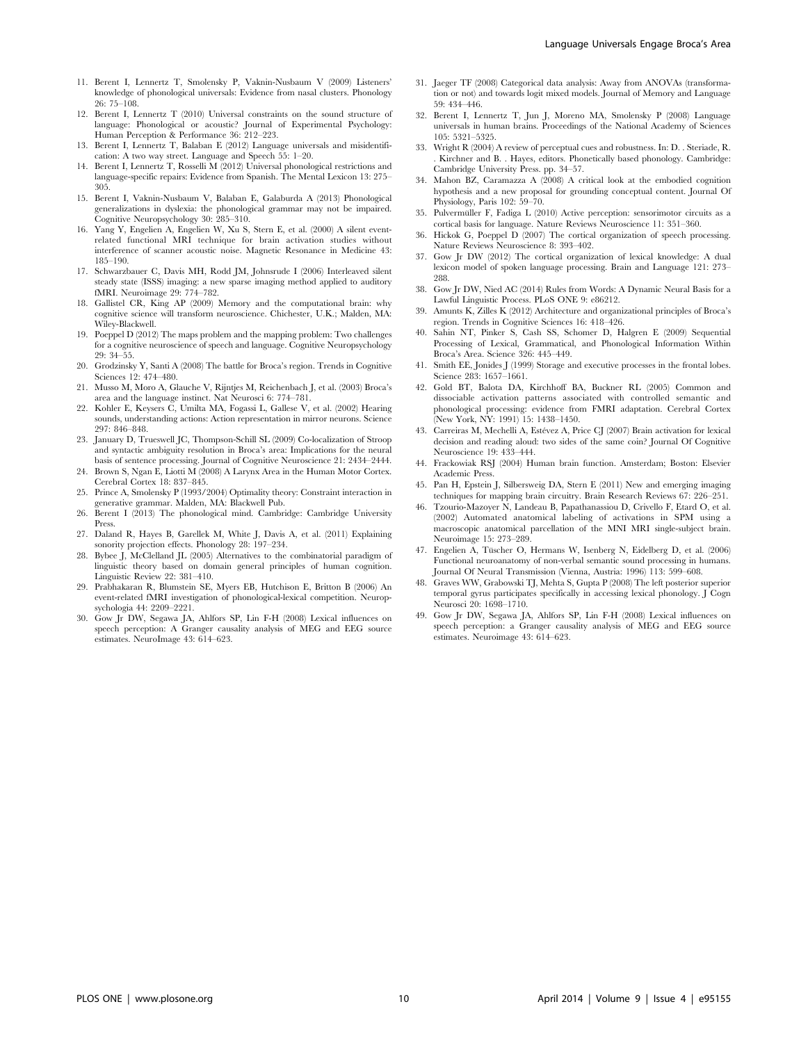11. Berent I, Lennertz T, Smolensky P, Vaknin-Nusbaum V (2009) Listeners' knowledge of phonological universals: Evidence from nasal clusters. Phonology 26: 75–108.
12. Berent I, Lennertz T (2010) Universal constraints on the sound structure of language: Phonological or acoustic? Journal of Experimental Psychology: Human Perception & Performance 36: 212–223.
13. Berent I, Lennertz T, Balaban E (2012) Language universals and misidentification: A two way street. Language and Speech 55: 1–20.
14. Berent I, Lennertz T, Rosselli M (2012) Universal phonological restrictions and language-specific repairs: Evidence from Spanish. The Mental Lexicon 13: 275–305.
15. Berent I, Vaknin-Nusbaum V, Balaban E, Galaburda A (2013) Phonological generalizations in dyslexia: the phonological grammar may not be impaired. Cognitive Neuropsychology 30: 285–310.
16. Yang Y, Engelien A, Engelien W, Xu S, Stern E, et al. (2000) A silent event-related functional MRI technique for brain activation studies without interference of scanner acoustic noise. Magnetic Resonance in Medicine 43: 185–190.
17. Schwarzbauer C, Davis MH, Rodd JM, Johnsrude I (2006) Interleaved silent steady state (ISSS) imaging: a new sparse imaging method applied to auditory fMRI. Neuroimage 29: 774–782.
18. Gallistel CR, King AP (2009) Memory and the computational brain: why cognitive science will transform neuroscience. Chichester, U.K.; Malden, MA: Wiley-Blackwell.
19. Poeppel D (2012) The maps problem and the mapping problem: Two challenges for a cognitive neuroscience of speech and language. Cognitive Neuropsychology 29: 34–55.
20. Grodzinsky Y, Santi A (2008) The battle for Broca's region. Trends in Cognitive Sciences 12: 474–480.
21. Musso M, Moro A, Glauche V, Rijntjes M, Reichenbach J, et al. (2003) Broca's area and the language instinct. Nat Neurosci 6: 774–781.
22. Kohler E, Keysers C, Umilta MA, Fogassi L, Gallese V, et al. (2002) Hearing sounds, understanding actions: Action representation in mirror neurons. Science 297: 846–848.
23. January D, Trueswell JC, Thompson-Schill SL (2009) Co-localization of Stroop and syntactic ambiguity resolution in Broca's area: Implications for the neural basis of sentence processing. Journal of Cognitive Neuroscience 21: 2434–2444.
24. Brown S, Ngan E, Liotti M (2008) A Larynx Area in the Human Motor Cortex. Cerebral Cortex 18: 837–845.
25. Prince A, Smolensky P (1993/2004) Optimality theory: Constraint interaction in generative grammar. Malden, MA: Blackwell Pub.
26. Berent I (2013) The phonological mind. Cambridge: Cambridge University Press.
27. Daland R, Hayes B, Garellek M, White J, Davis A, et al. (2011) Explaining sonority projection effects. Phonology 28: 197–234.
28. Bybee J, McClelland JL (2005) Alternatives to the combinatorial paradigm of linguistic theory based on domain general principles of human cognition. Linguistic Review 22: 381–410.
29. Prabhakaran R, Blumstein SE, Myers EB, Hutchison E, Britton B (2006) An event-related fMRI investigation of phonological-lexical competition. Neuropsychologia 44: 2209–2221.
30. Gow Jr DW, Segawa JA, Ahlfors SP, Lin F-H (2008) Lexical influences on speech perception: A Granger causality analysis of MEG and EEG source estimates. NeuroImage 43: 614–623.
31. Jaeger TF (2008) Categorical data analysis: Away from ANOVAs (transformation or not) and towards logit mixed models. Journal of Memory and Language 59: 434–446.
32. Berent I, Lennertz T, Jun J, Moreno MA, Smolensky P (2008) Language universals in human brains. Proceedings of the National Academy of Sciences 105: 5321–5325.
33. Wright R (2004) A review of perceptual cues and robustness. In: D. . Steriade, R. . Kirchner and B. . Hayes, editors. Phonetically based phonology. Cambridge: Cambridge University Press. pp. 34–57.
34. Mahon BZ, Caramazza A (2008) A critical look at the embodied cognition hypothesis and a new proposal for grounding conceptual content. Journal Of Physiology, Paris 102: 59–70.
35. Pulvermüller F, Fadiga L (2010) Active perception: sensorimotor circuits as a cortical basis for language. Nature Reviews Neuroscience 11: 351–360.
36. Hickok G, Poeppel D (2007) The cortical organization of speech processing. Nature Reviews Neuroscience 8: 393–402.
37. Gow Jr DW (2012) The cortical organization of lexical knowledge: A dual lexicon model of spoken language processing. Brain and Language 121: 273–288.
38. Gow Jr DW, Nied AC (2014) Rules from Words: A Dynamic Neural Basis for a Lawful Linguistic Process. PLoS ONE 9: e86212.
39. Amunts K, Zilles K (2012) Architecture and organizational principles of Broca's region. Trends in Cognitive Sciences 16: 418–426.
40. Sahin NT, Pinker S, Cash SS, Schomer D, Halgren E (2009) Sequential Processing of Lexical, Grammatical, and Phonological Information Within Broca's Area. Science 326: 445–449.
41. Smith EE, Jonides J (1999) Storage and executive processes in the frontal lobes. Science 283: 1657–1661.
42. Gold BT, Balota DA, Kirchhoff BA, Buckner RL (2005) Common and dissociable activation patterns associated with controlled semantic and phonological processing: evidence from FMRI adaptation. Cerebral Cortex (New York, NY: 1991) 15: 1438–1450.
43. Carreiras M, Mechelli A, Estévez A, Price CJ (2007) Brain activation for lexical decision and reading aloud: two sides of the same coin? Journal Of Cognitive Neuroscience 19: 433–444.
44. Frackowiak RSJ (2004) Human brain function. Amsterdam; Boston: Elsevier Academic Press.
45. Pan H, Epstein J, Silbersweig DA, Stern E (2011) New and emerging imaging techniques for mapping brain circuitry. Brain Research Reviews 67: 226–251.
46. Tzourio-Mazoyer N, Landeau B, Papathanassiou D, Crivello F, Etard O, et al. (2002) Automated anatomical labeling of activations in SPM using a macroscopic anatomical parcellation of the MNI MRI single-subject brain. Neuroimage 15: 273–289.
47. Engelien A, Tüscher O, Hermans W, Isenberg N, Eidelberg D, et al. (2006) Functional neuroanatomy of non-verbal semantic sound processing in humans. Journal Of Neural Transmission (Vienna, Austria: 1996) 113: 599–608.
48. Graves WW, Grabowski TJ, Mehta S, Gupta P (2008) The left posterior superior temporal gyrus participates specifically in accessing lexical phonology. J Cogn Neurosci 20: 1698–1710.
49. Gow Jr DW, Segawa JA, Ahlfors SP, Lin F-H (2008) Lexical influences on speech perception: a Granger causality analysis of MEG and EEG source estimates. Neuroimage 43: 614–623.